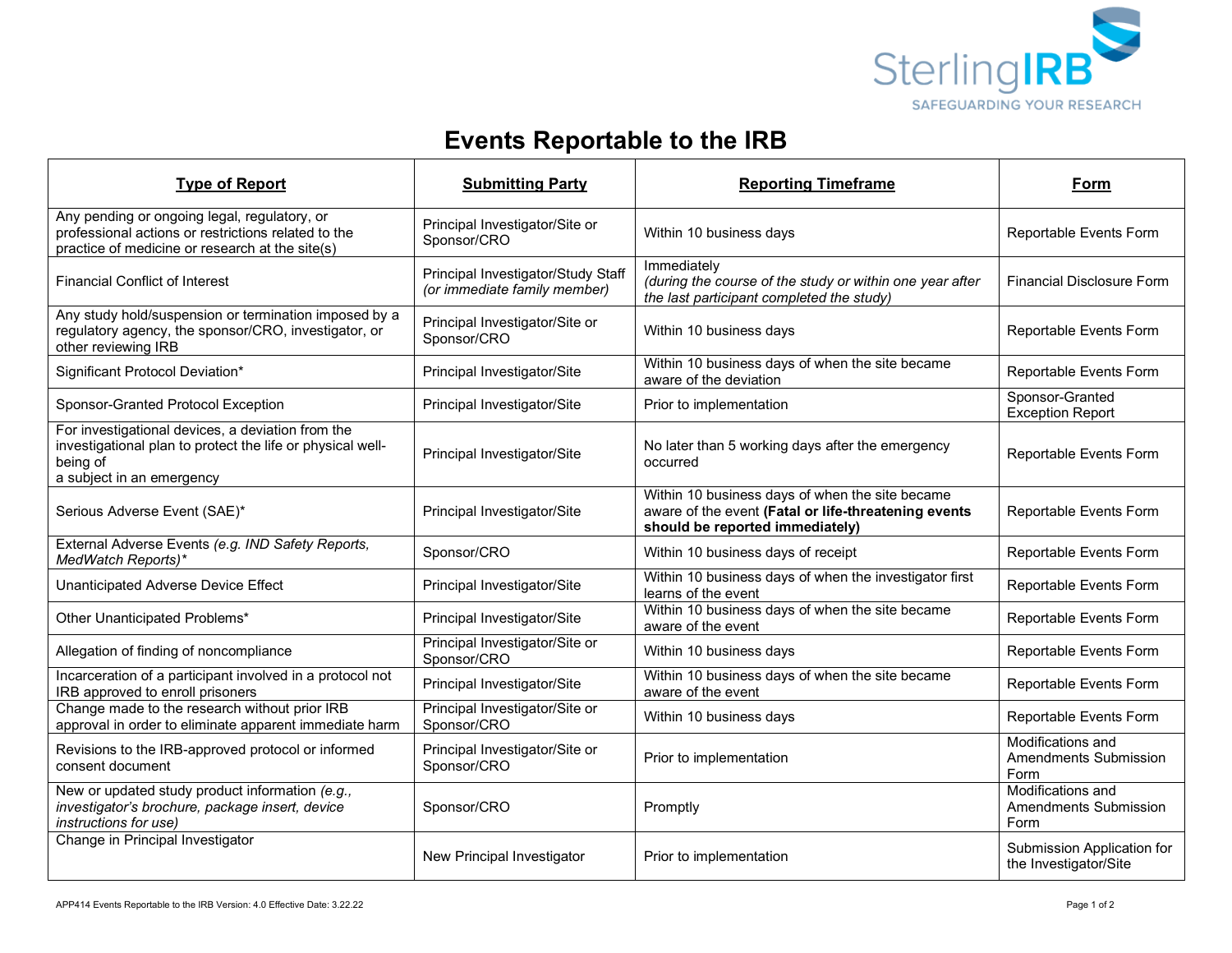# Events Reportable to the IRB

| Type of Report | Submitting Party | Reporting Timeframe | Form |
|---|---|---|---|
| Any pending or ongoing legal, regulatory, or professional actions or restrictions related to the practice of medicine or research at the site(s) | Principal Investigator/Site or Sponsor/CRO | Within 10 business days | Reportable Events Form |
| Financial Conflict of Interest | Principal Investigator/Study Staff *(or immediate family member)* | Immediately *(during the course of the study or within one year after the last participant completed the study)* | Financial Disclosure Form |
| Any study hold/suspension or termination imposed by a regulatory agency, the sponsor/CRO, investigator, or other reviewing IRB | Principal Investigator/Site or Sponsor/CRO | Within 10 business days | Reportable Events Form |
| Significant Protocol Deviation* | Principal Investigator/Site | Within 10 business days of when the site became aware of the deviation | Reportable Events Form |
| Sponsor-Granted Protocol Exception | Principal Investigator/Site | Prior to implementation | Sponsor-Granted Exception Report |
| For investigational devices, a deviation from the investigational plan to protect the life or physical well-being of a subject in an emergency | Principal Investigator/Site | No later than 5 working days after the emergency occurred | Reportable Events Form |
| Serious Adverse Event (SAE)* | Principal Investigator/Site | Within 10 business days of when the site became aware of the event **(Fatal or life-threatening events should be reported immediately)** | Reportable Events Form |
| External Adverse Events *(e.g. IND Safety Reports, MedWatch Reports)** | Sponsor/CRO | Within 10 business days of receipt | Reportable Events Form |
| Unanticipated Adverse Device Effect | Principal Investigator/Site | Within 10 business days of when the investigator first learns of the event | Reportable Events Form |
| Other Unanticipated Problems* | Principal Investigator/Site | Within 10 business days of when the site became aware of the event | Reportable Events Form |
| Allegation of finding of noncompliance | Principal Investigator/Site or Sponsor/CRO | Within 10 business days | Reportable Events Form |
| Incarceration of a participant involved in a protocol not IRB approved to enroll prisoners | Principal Investigator/Site | Within 10 business days of when the site became aware of the event | Reportable Events Form |
| Change made to the research without prior IRB approval in order to eliminate apparent immediate harm | Principal Investigator/Site or Sponsor/CRO | Within 10 business days | Reportable Events Form |
| Revisions to the IRB-approved protocol or informed consent document | Principal Investigator/Site or Sponsor/CRO | Prior to implementation | Modifications and Amendments Submission Form |
| New or updated study product information *(e.g., investigator's brochure, package insert, device instructions for use)* | Sponsor/CRO | Promptly | Modifications and Amendments Submission Form |
| Change in Principal Investigator | New Principal Investigator | Prior to implementation | Submission Application for the Investigator/Site |

APP414 Events Reportable to the IRB Version: 4.0 Effective Date: 3.22.22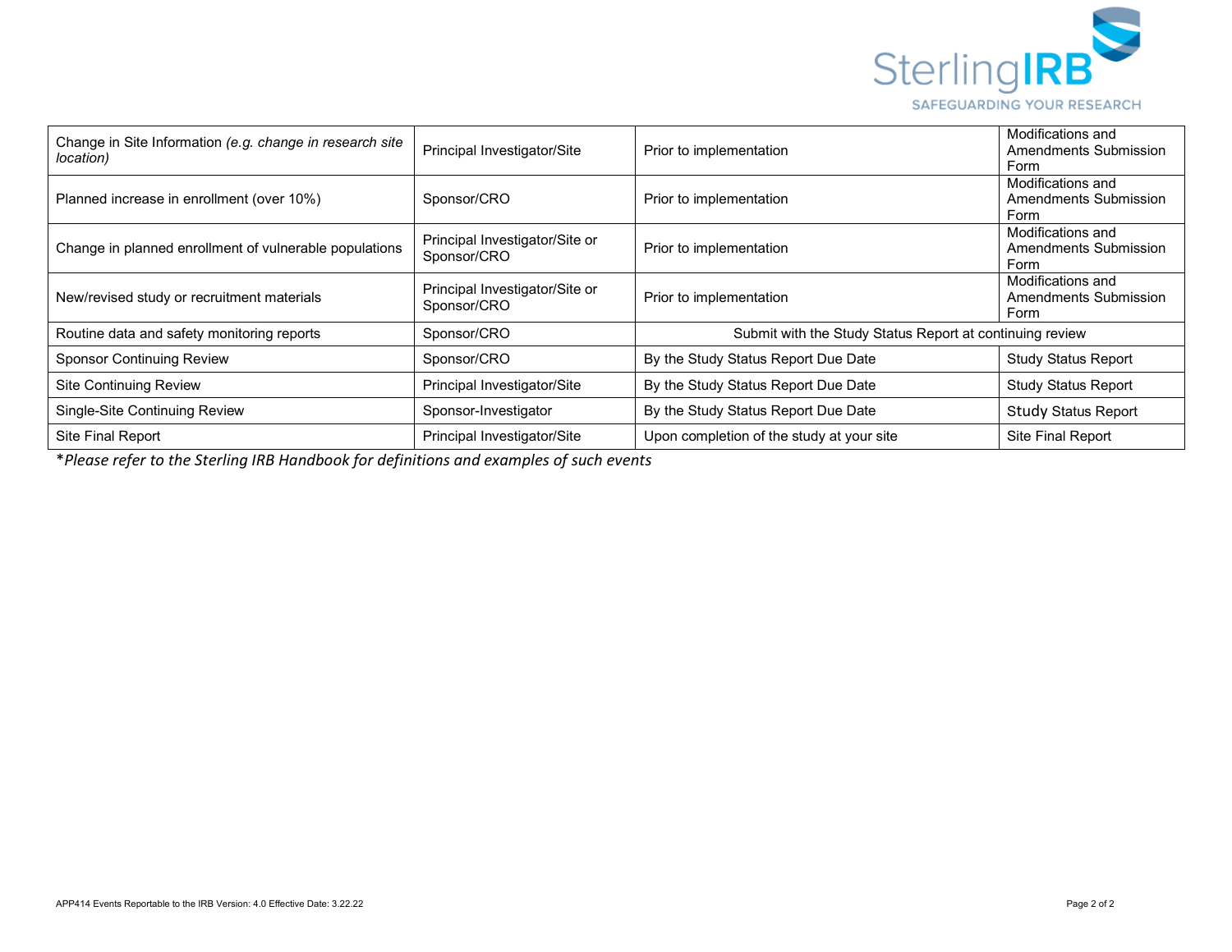| | | | |
|---|---|---|---|
| Change in Site Information *(e.g. change in research site location)* | Principal Investigator/Site | Prior to implementation | Modifications and Amendments Submission Form |
| Planned increase in enrollment (over 10%) | Sponsor/CRO | Prior to implementation | Modifications and Amendments Submission Form |
| Change in planned enrollment of vulnerable populations | Principal Investigator/Site or Sponsor/CRO | Prior to implementation | Modifications and Amendments Submission Form |
| New/revised study or recruitment materials | Principal Investigator/Site or Sponsor/CRO | Prior to implementation | Modifications and Amendments Submission Form |
| Routine data and safety monitoring reports | Sponsor/CRO | Submit with the Study Status Report at continuing review | |
| Sponsor Continuing Review | Sponsor/CRO | By the Study Status Report Due Date | Study Status Report |
| Site Continuing Review | Principal Investigator/Site | By the Study Status Report Due Date | Study Status Report |
| Single-Site Continuing Review | Sponsor-Investigator | By the Study Status Report Due Date | Study Status Report |
| Site Final Report | Principal Investigator/Site | Upon completion of the study at your site | Site Final Report |

**Please refer to the Sterling IRB Handbook for definitions and examples of such events*

APP414 Events Reportable to the IRB Version: 4.0 Effective Date: 3.22.22